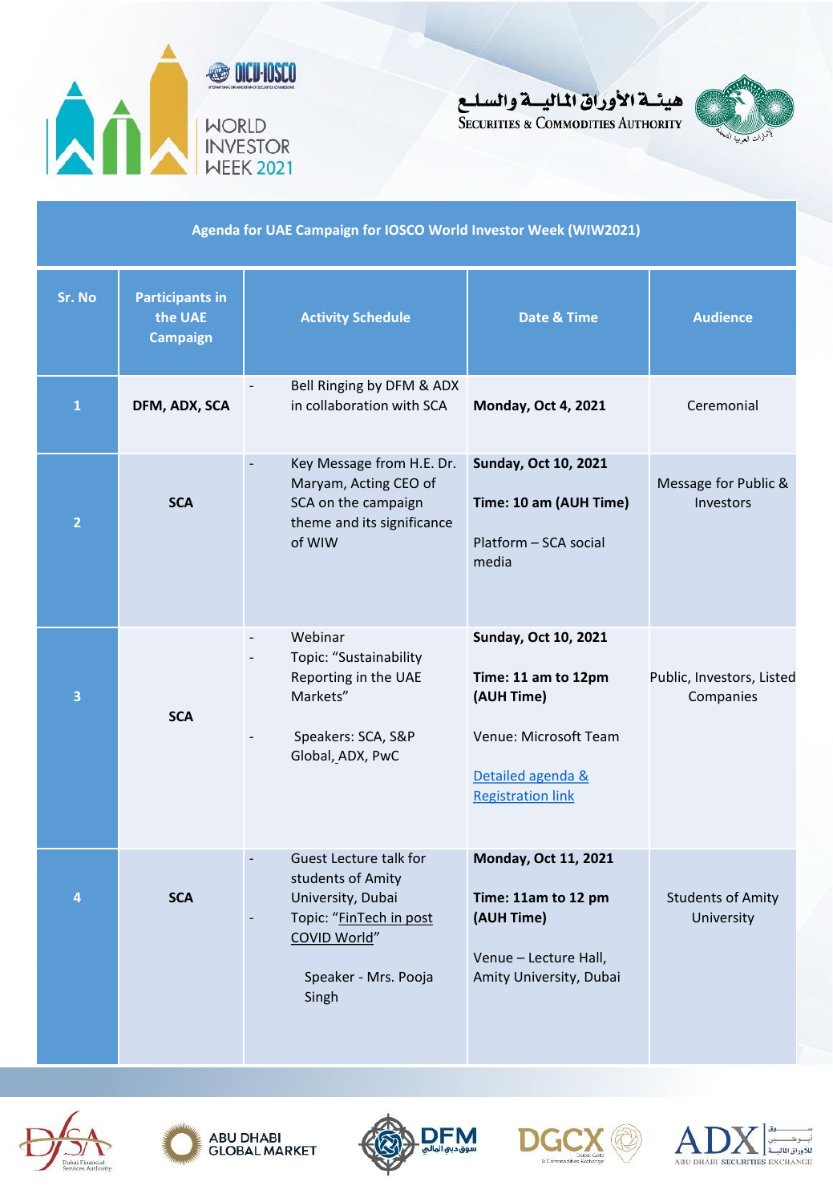WORLD INVESTOR WEEK 2021

هيئة الأوراق المالية والسلع
SECURITIES & COMMODITIES AUTHORITY

## Agenda for UAE Campaign for IOSCO World Investor Week (WIW2021)

| Sr. No | Participants in the UAE Campaign | Activity Schedule | Date & Time | Audience |
|---|---|---|---|---|
| 1 | **DFM, ADX, SCA** | - Bell Ringing by DFM & ADX in collaboration with SCA | **Monday, Oct 4, 2021** | Ceremonial |
| 2 | **SCA** | - Key Message from H.E. Dr. Maryam, Acting CEO of SCA on the campaign theme and its significance of WIW | **Sunday, Oct 10, 2021**<br><br>**Time: 10 am (AUH Time)**<br><br>Platform – SCA social media | Message for Public & Investors |
| 3 | **SCA** | - Webinar<br>- Topic: "Sustainability Reporting in the UAE Markets"<br><br>- Speakers: SCA, S&P Global, ADX, PwC | **Sunday, Oct 10, 2021**<br><br>**Time: 11 am to 12pm (AUH Time)**<br><br>Venue: Microsoft Team<br><br>Detailed agenda & Registration link | Public, Investors, Listed Companies |
| 4 | **SCA** | - Guest Lecture talk for students of Amity University, Dubai<br>- Topic: "FinTech in post COVID World"<br><br>Speaker - Mrs. Pooja Singh | **Monday, Oct 11, 2021**<br><br>**Time: 11am to 12 pm (AUH Time)**<br><br>Venue – Lecture Hall, Amity University, Dubai | Students of Amity University |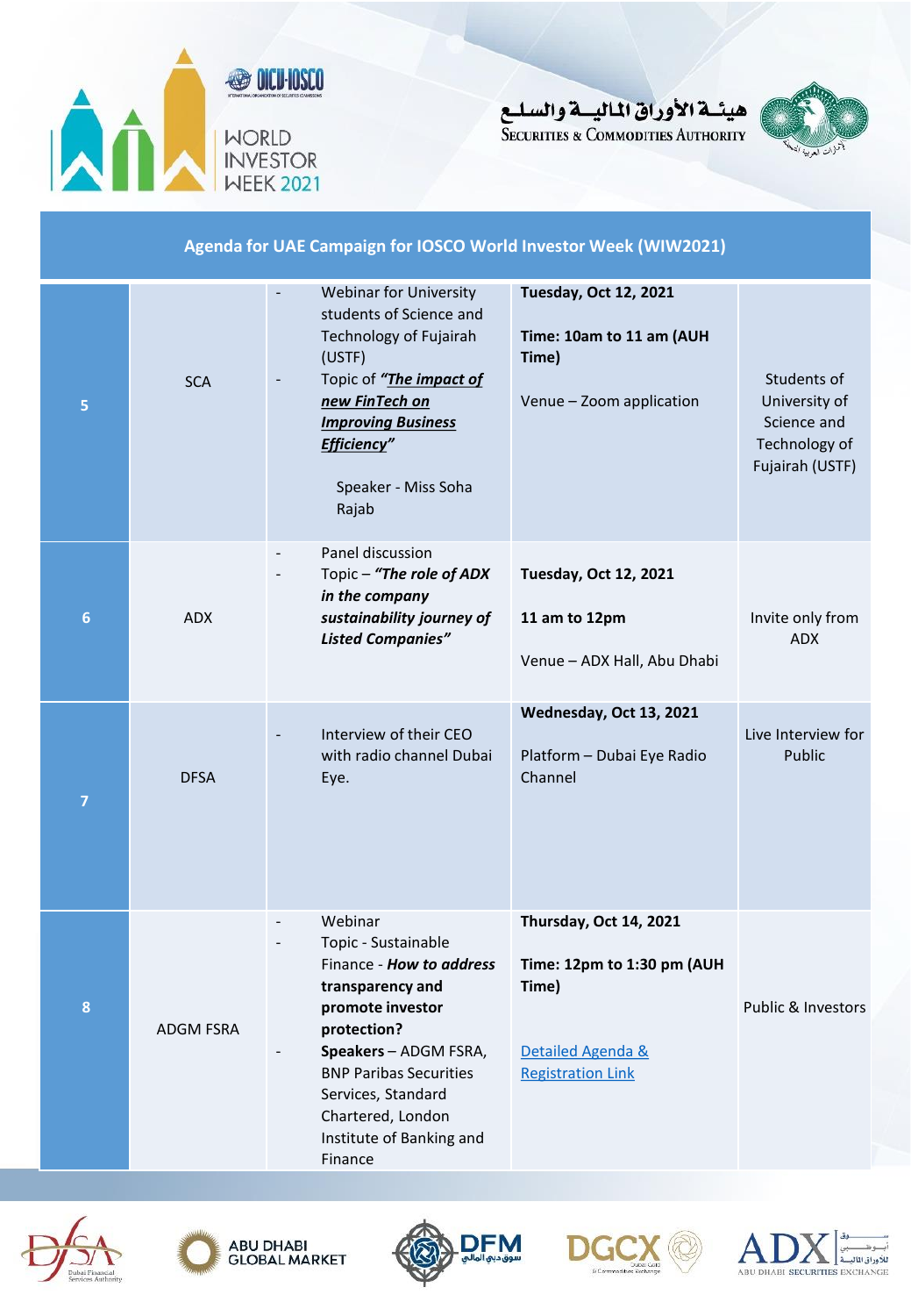## Agenda for UAE Campaign for IOSCO World Investor Week (WIW2021)

| | | | | |
|---|---|---|---|---|
| 5 | SCA | - Webinar for University students of Science and Technology of Fujairah (USTF)<br>- Topic of ***"The impact of new FinTech on Improving Business Efficiency"***<br><br>Speaker - Miss Soha Rajab | **Tuesday, Oct 12, 2021**<br><br>**Time: 10am to 11 am (AUH Time)**<br><br>Venue – Zoom application | Students of University of Science and Technology of Fujairah (USTF) |
| 6 | ADX | - Panel discussion<br>- Topic – ***"The role of ADX in the company sustainability journey of Listed Companies"*** | **Tuesday, Oct 12, 2021**<br><br>**11 am to 12pm**<br><br>Venue – ADX Hall, Abu Dhabi | Invite only from ADX |
| 7 | DFSA | - Interview of their CEO with radio channel Dubai Eye. | **Wednesday, Oct 13, 2021**<br><br>Platform – Dubai Eye Radio Channel | Live Interview for Public |
| 8 | ADGM FSRA | - Webinar<br>- Topic - Sustainable Finance - ***How to address* transparency and promote investor protection?**<br>- **Speakers** – ADGM FSRA, BNP Paribas Securities Services, Standard Chartered, London Institute of Banking and Finance | **Thursday, Oct 14, 2021**<br><br>**Time: 12pm to 1:30 pm (AUH Time)**<br><br>Detailed Agenda & Registration Link | Public & Investors |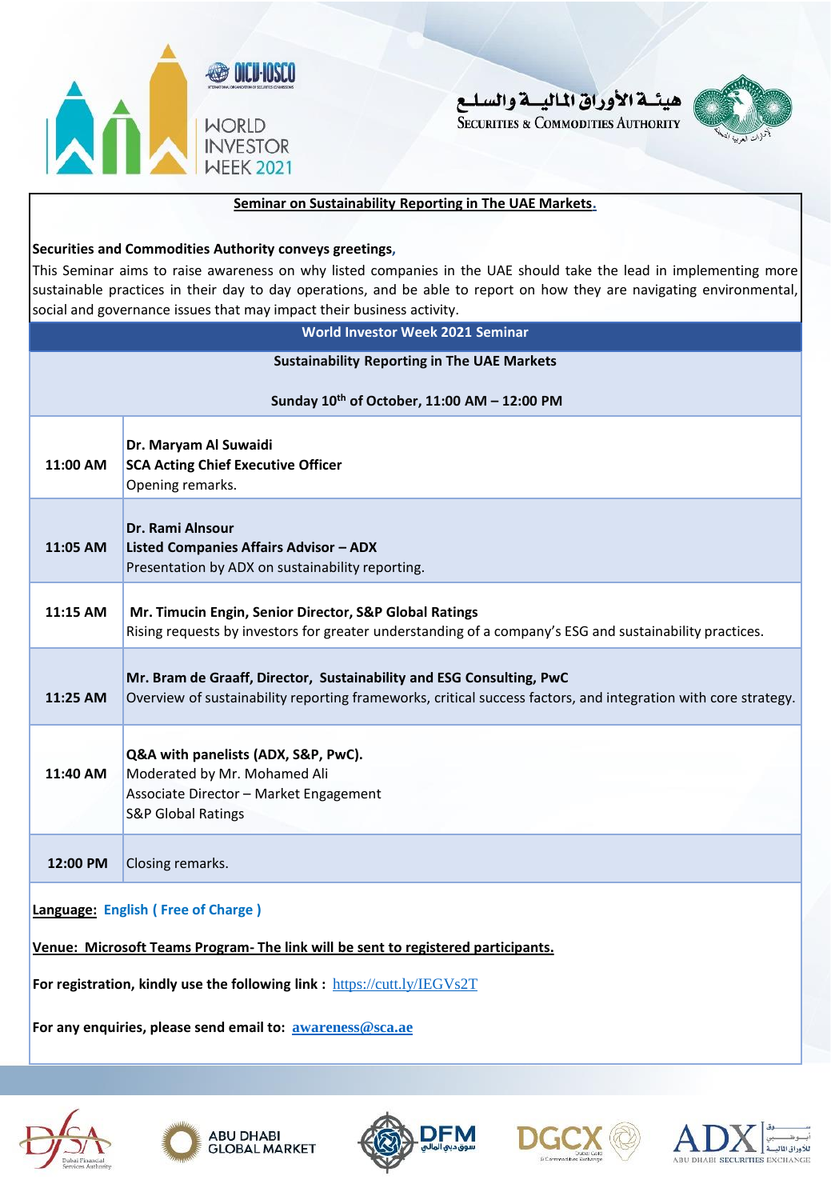WORLD INVESTOR WEEK 2021

هيئـة الأوراق الماليـة والسلـع
Securities & Commodities Authority

## Seminar on Sustainability Reporting in The UAE Markets.

**Securities and Commodities Authority conveys greetings,**

This Seminar aims to raise awareness on why listed companies in the UAE should take the lead in implementing more sustainable practices in their day to day operations, and be able to report on how they are navigating environmental, social and governance issues that may impact their business activity.

### World Investor Week 2021 Seminar

**Sustainability Reporting in The UAE Markets**

**Sunday 10th of October, 11:00 AM – 12:00 PM**

| Time | Session |
|---|---|
| **11:00 AM** | **Dr. Maryam Al Suwaidi**<br>**SCA Acting Chief Executive Officer**<br>Opening remarks. |
| **11:05 AM** | **Dr. Rami Alnsour**<br>**Listed Companies Affairs Advisor – ADX**<br>Presentation by ADX on sustainability reporting. |
| **11:15 AM** | **Mr. Timucin Engin, Senior Director, S&P Global Ratings**<br>Rising requests by investors for greater understanding of a company's ESG and sustainability practices. |
| **11:25 AM** | **Mr. Bram de Graaff, Director, Sustainability and ESG Consulting, PwC**<br>Overview of sustainability reporting frameworks, critical success factors, and integration with core strategy. |
| **11:40 AM** | **Q&A with panelists (ADX, S&P, PwC).**<br>Moderated by Mr. Mohamed Ali<br>Associate Director – Market Engagement<br>S&P Global Ratings |
| **12:00 PM** | Closing remarks. |

**Language:** **English ( Free of Charge )**

**Venue: Microsoft Teams Program- The link will be sent to registered participants.**

**For registration, kindly use the following link :** https://cutt.ly/IEGVs2T

**For any enquiries, please send email to:** **awareness@sca.ae**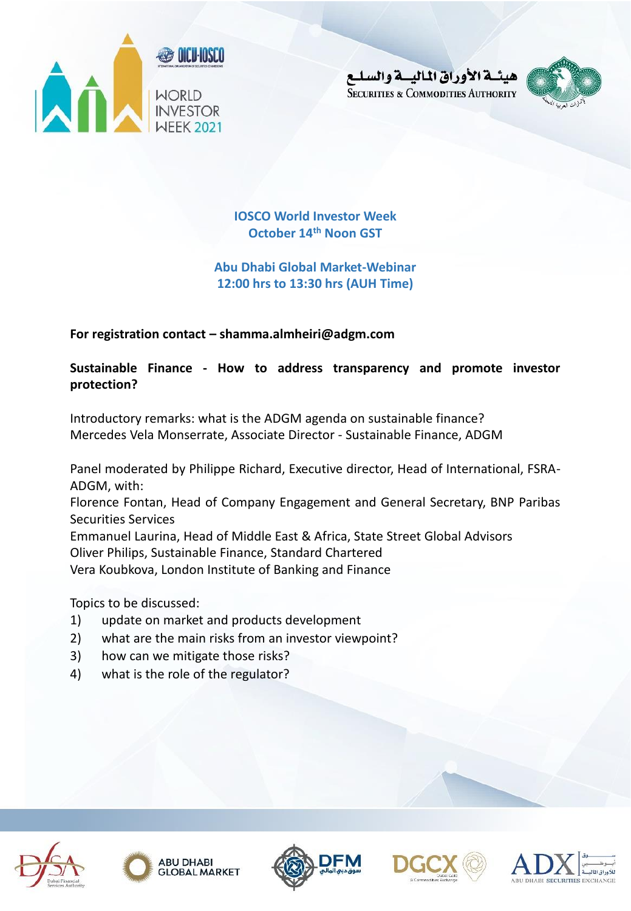**IOSCO World Investor Week**
**October 14th Noon GST**

**Abu Dhabi Global Market-Webinar**
**12:00 hrs to 13:30 hrs (AUH Time)**

**For registration contact – shamma.almheiri@adgm.com**

**Sustainable Finance - How to address transparency and promote investor protection?**

Introductory remarks: what is the ADGM agenda on sustainable finance?
Mercedes Vela Monserrate, Associate Director - Sustainable Finance, ADGM

Panel moderated by Philippe Richard, Executive director, Head of International, FSRA-ADGM, with:
Florence Fontan, Head of Company Engagement and General Secretary, BNP Paribas Securities Services
Emmanuel Laurina, Head of Middle East & Africa, State Street Global Advisors
Oliver Philips, Sustainable Finance, Standard Chartered
Vera Koubkova, London Institute of Banking and Finance

Topics to be discussed:

1) update on market and products development
2) what are the main risks from an investor viewpoint?
3) how can we mitigate those risks?
4) what is the role of the regulator?